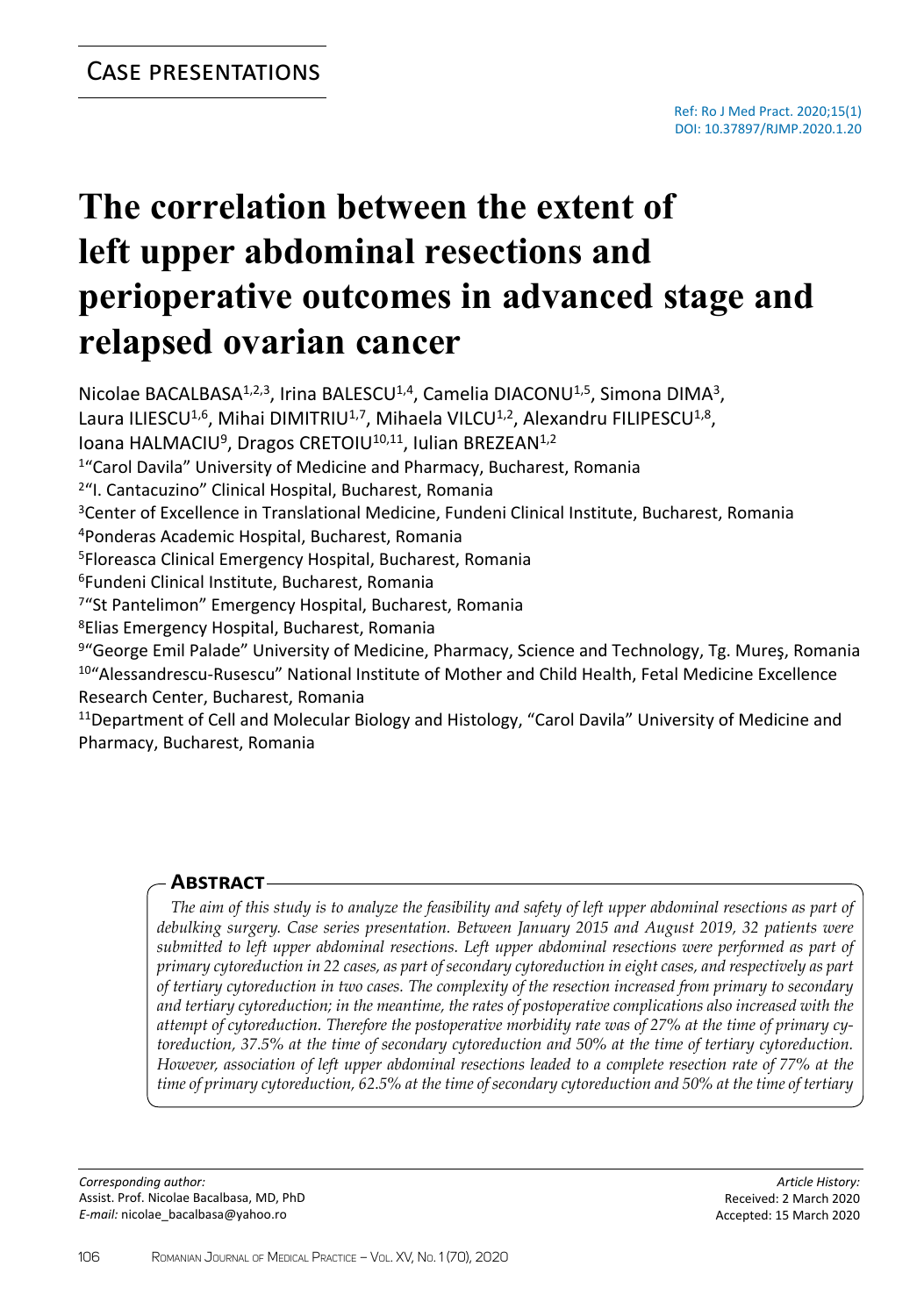## Case presentations

Ref: Ro J Med Pract. 2020;15(1)
DOI: 10.37897/RJMP.2020.1.20

# The correlation between the extent of left upper abdominal resections and perioperative outcomes in advanced stage and relapsed ovarian cancer

Nicolae BACALBASA[1,2,3], Irina BALESCU[1,4], Camelia DIACONU[1,5], Simona DIMA[3], Laura ILIESCU[1,6], Mihai DIMITRIU[1,7], Mihaela VILCU[1,2], Alexandru FILIPESCU[1,8], Ioana HALMACIU[9], Dragos CRETOIU[10,11], Iulian BREZEAN[1,2]

[1]"Carol Davila" University of Medicine and Pharmacy, Bucharest, Romania
[2]"I. Cantacuzino" Clinical Hospital, Bucharest, Romania
[3]Center of Excellence in Translational Medicine, Fundeni Clinical Institute, Bucharest, Romania
[4]Ponderas Academic Hospital, Bucharest, Romania
[5]Floreasca Clinical Emergency Hospital, Bucharest, Romania
[6]Fundeni Clinical Institute, Bucharest, Romania
[7]"St Pantelimon" Emergency Hospital, Bucharest, Romania
[8]Elias Emergency Hospital, Bucharest, Romania
[9]"George Emil Palade" University of Medicine, Pharmacy, Science and Technology, Tg. Mureş, Romania
[10]"Alessandrescu-Rusescu" National Institute of Mother and Child Health, Fetal Medicine Excellence Research Center, Bucharest, Romania
[11]Department of Cell and Molecular Biology and Histology, "Carol Davila" University of Medicine and Pharmacy, Bucharest, Romania

## Abstract

*The aim of this study is to analyze the feasibility and safety of left upper abdominal resections as part of debulking surgery. Case series presentation. Between January 2015 and August 2019, 32 patients were submitted to left upper abdominal resections. Left upper abdominal resections were performed as part of primary cytoreduction in 22 cases, as part of secondary cytoreduction in eight cases, and respectively as part of tertiary cytoreduction in two cases. The complexity of the resection increased from primary to secondary and tertiary cytoreduction; in the meantime, the rates of postoperative complications also increased with the attempt of cytoreduction. Therefore the postoperative morbidity rate was of 27% at the time of primary cytoreduction, 37.5% at the time of secondary cytoreduction and 50% at the time of tertiary cytoreduction. However, association of left upper abdominal resections leaded to a complete resection rate of 77% at the time of primary cytoreduction, 62.5% at the time of secondary cytoreduction and 50% at the time of tertiary*

*Corresponding author:*
Assist. Prof. Nicolae Bacalbasa, MD, PhD
*E-mail:* nicolae_bacalbasa@yahoo.ro

*Article History:*
Received: 2 March 2020
Accepted: 15 March 2020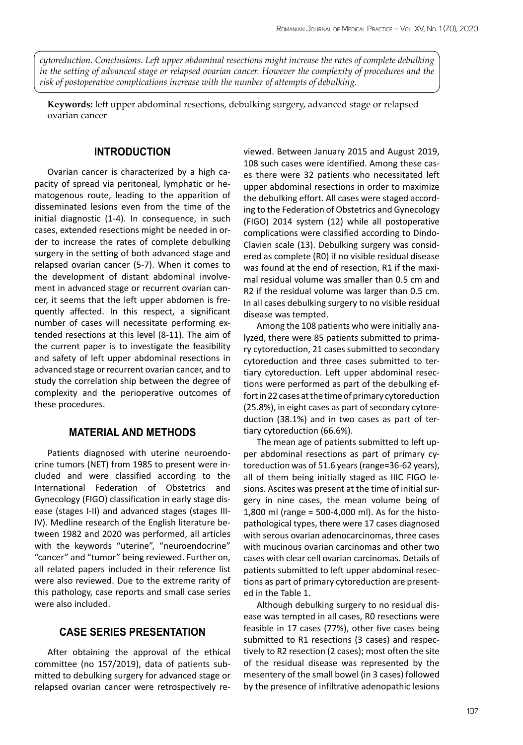*cytoreduction. Conclusions. Left upper abdominal resections might increase the rates of complete debulking in the setting of advanced stage or relapsed ovarian cancer. However the complexity of procedures and the risk of postoperative complications increase with the number of attempts of debulking.*

**Keywords:** left upper abdominal resections, debulking surgery, advanced stage or relapsed ovarian cancer

## INTRODUCTION

Ovarian cancer is characterized by a high capacity of spread via peritoneal, lymphatic or hematogenous route, leading to the apparition of disseminated lesions even from the time of the initial diagnostic (1-4). In consequence, in such cases, extended resections might be needed in order to increase the rates of complete debulking surgery in the setting of both advanced stage and relapsed ovarian cancer (5-7). When it comes to the development of distant abdominal involvement in advanced stage or recurrent ovarian cancer, it seems that the left upper abdomen is frequently affected. In this respect, a significant number of cases will necessitate performing extended resections at this level (8-11). The aim of the current paper is to investigate the feasibility and safety of left upper abdominal resections in advanced stage or recurrent ovarian cancer, and to study the correlation ship between the degree of complexity and the perioperative outcomes of these procedures.

## MATERIAL AND METHODS

Patients diagnosed with uterine neuroendocrine tumors (NET) from 1985 to present were included and were classified according to the International Federation of Obstetrics and Gynecology (FIGO) classification in early stage disease (stages I-II) and advanced stages (stages III-IV). Medline research of the English literature between 1982 and 2020 was performed, all articles with the keywords "uterine", "neuroendocrine" "cancer" and "tumor" being reviewed. Further on, all related papers included in their reference list were also reviewed. Due to the extreme rarity of this pathology, case reports and small case series were also included.

## CASE SERIES PRESENTATION

After obtaining the approval of the ethical committee (no 157/2019), data of patients submitted to debulking surgery for advanced stage or relapsed ovarian cancer were retrospectively reviewed. Between January 2015 and August 2019, 108 such cases were identified. Among these cases there were 32 patients who necessitated left upper abdominal resections in order to maximize the debulking effort. All cases were staged according to the Federation of Obstetrics and Gynecology (FIGO) 2014 system (12) while all postoperative complications were classified according to Dindo-Clavien scale (13). Debulking surgery was considered as complete (R0) if no visible residual disease was found at the end of resection, R1 if the maximal residual volume was smaller than 0.5 cm and R2 if the residual volume was larger than 0.5 cm. In all cases debulking surgery to no visible residual disease was tempted.

Among the 108 patients who were initially analyzed, there were 85 patients submitted to primary cytoreduction, 21 cases submitted to secondary cytoreduction and three cases submitted to tertiary cytoreduction. Left upper abdominal resections were performed as part of the debulking effort in 22 cases at the time of primary cytoreduction (25.8%), in eight cases as part of secondary cytoreduction (38.1%) and in two cases as part of tertiary cytoreduction (66.6%).

The mean age of patients submitted to left upper abdominal resections as part of primary cytoreduction was of 51.6 years (range=36-62 years), all of them being initially staged as IIIC FIGO lesions. Ascites was present at the time of initial surgery in nine cases, the mean volume being of 1,800 ml (range = 500-4,000 ml). As for the histopathological types, there were 17 cases diagnosed with serous ovarian adenocarcinomas, three cases with mucinous ovarian carcinomas and other two cases with clear cell ovarian carcinomas. Details of patients submitted to left upper abdominal resections as part of primary cytoreduction are presented in the Table 1.

Although debulking surgery to no residual disease was tempted in all cases, R0 resections were feasible in 17 cases (77%), other five cases being submitted to R1 resections (3 cases) and respectively to R2 resection (2 cases); most often the site of the residual disease was represented by the mesentery of the small bowel (in 3 cases) followed by the presence of infiltrative adenopathic lesions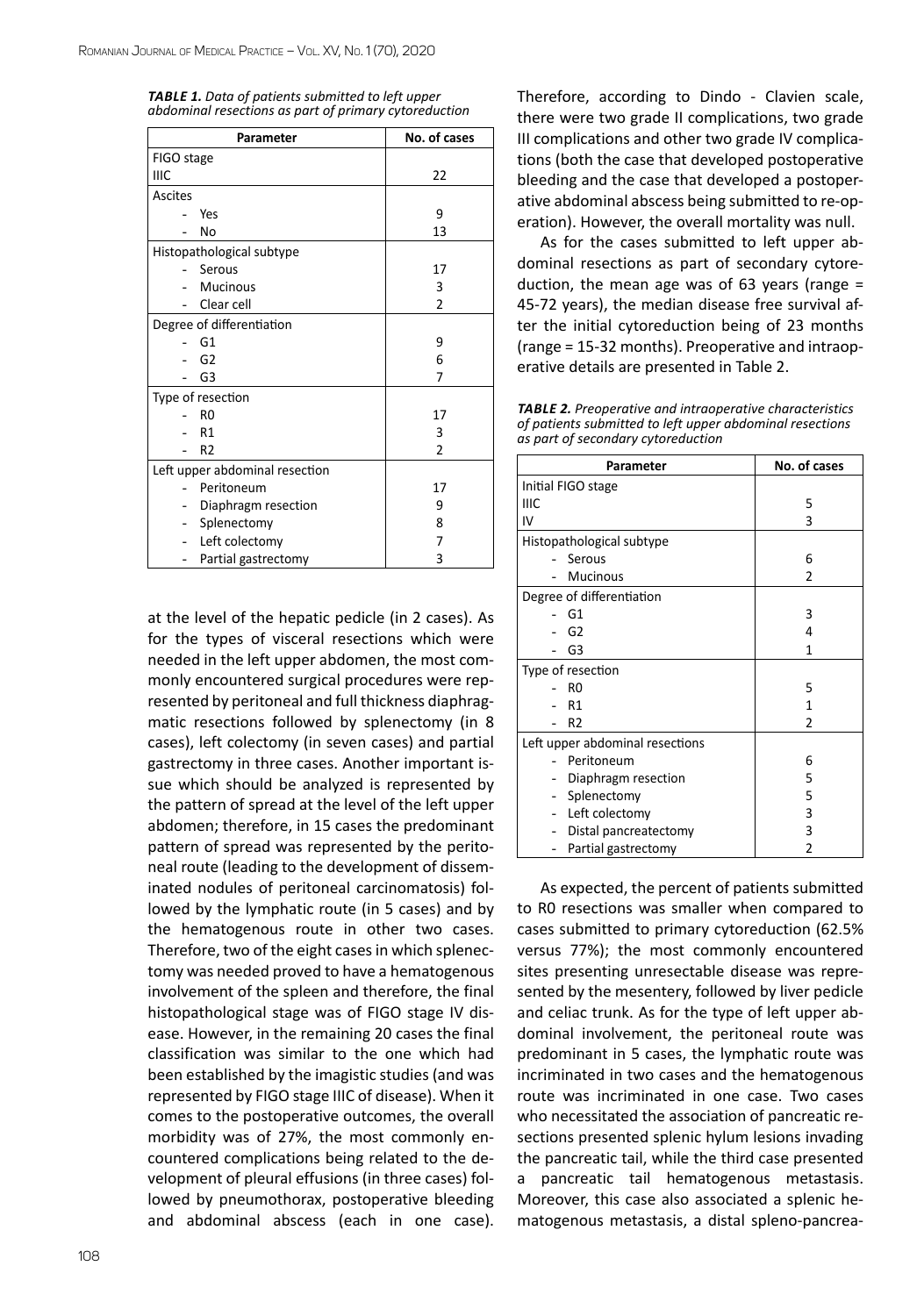***TABLE 1.*** *Data of patients submitted to left upper abdominal resections as part of primary cytoreduction*

| Parameter | No. of cases |
|---|---|
| FIGO stage | |
| IIIC | 22 |
| Ascites | |
| - Yes | 9 |
| - No | 13 |
| Histopathological subtype | |
| - Serous | 17 |
| - Mucinous | 3 |
| - Clear cell | 2 |
| Degree of differentiation | |
| - G1 | 9 |
| - G2 | 6 |
| - G3 | 7 |
| Type of resection | |
| - R0 | 17 |
| - R1 | 3 |
| - R2 | 2 |
| Left upper abdominal resection | |
| - Peritoneum | 17 |
| - Diaphragm resection | 9 |
| - Splenectomy | 8 |
| - Left colectomy | 7 |
| - Partial gastrectomy | 3 |

at the level of the hepatic pedicle (in 2 cases). As for the types of visceral resections which were needed in the left upper abdomen, the most commonly encountered surgical procedures were represented by peritoneal and full thickness diaphragmatic resections followed by splenectomy (in 8 cases), left colectomy (in seven cases) and partial gastrectomy in three cases. Another important issue which should be analyzed is represented by the pattern of spread at the level of the left upper abdomen; therefore, in 15 cases the predominant pattern of spread was represented by the peritoneal route (leading to the development of disseminated nodules of peritoneal carcinomatosis) followed by the lymphatic route (in 5 cases) and by the hematogenous route in other two cases. Therefore, two of the eight cases in which splenectomy was needed proved to have a hematogenous involvement of the spleen and therefore, the final histopathological stage was of FIGO stage IV disease. However, in the remaining 20 cases the final classification was similar to the one which had been established by the imagistic studies (and was represented by FIGO stage IIIC of disease). When it comes to the postoperative outcomes, the overall morbidity was of 27%, the most commonly encountered complications being related to the development of pleural effusions (in three cases) followed by pneumothorax, postoperative bleeding and abdominal abscess (each in one case). Therefore, according to Dindo - Clavien scale, there were two grade II complications, two grade III complications and other two grade IV complications (both the case that developed postoperative bleeding and the case that developed a postoperative abdominal abscess being submitted to re-operation). However, the overall mortality was null.

As for the cases submitted to left upper abdominal resections as part of secondary cytoreduction, the mean age was of 63 years (range = 45-72 years), the median disease free survival after the initial cytoreduction being of 23 months (range = 15-32 months). Preoperative and intraoperative details are presented in Table 2.

***TABLE 2.*** *Preoperative and intraoperative characteristics of patients submitted to left upper abdominal resections as part of secondary cytoreduction*

| Parameter | No. of cases |
|---|---|
| Initial FIGO stage | |
| IIIC | 5 |
| IV | 3 |
| Histopathological subtype | |
| - Serous | 6 |
| - Mucinous | 2 |
| Degree of differentiation | |
| - G1 | 3 |
| - G2 | 4 |
| - G3 | 1 |
| Type of resection | |
| - R0 | 5 |
| - R1 | 1 |
| - R2 | 2 |
| Left upper abdominal resections | |
| - Peritoneum | 6 |
| - Diaphragm resection | 5 |
| - Splenectomy | 5 |
| - Left colectomy | 3 |
| - Distal pancreatectomy | 3 |
| - Partial gastrectomy | 2 |

As expected, the percent of patients submitted to R0 resections was smaller when compared to cases submitted to primary cytoreduction (62.5% versus 77%); the most commonly encountered sites presenting unresectable disease was represented by the mesentery, followed by liver pedicle and celiac trunk. As for the type of left upper abdominal involvement, the peritoneal route was predominant in 5 cases, the lymphatic route was incriminated in two cases and the hematogenous route was incriminated in one case. Two cases who necessitated the association of pancreatic resections presented splenic hylum lesions invading the pancreatic tail, while the third case presented a pancreatic tail hematogenous metastasis. Moreover, this case also associated a splenic hematogenous metastasis, a distal spleno-pancrea-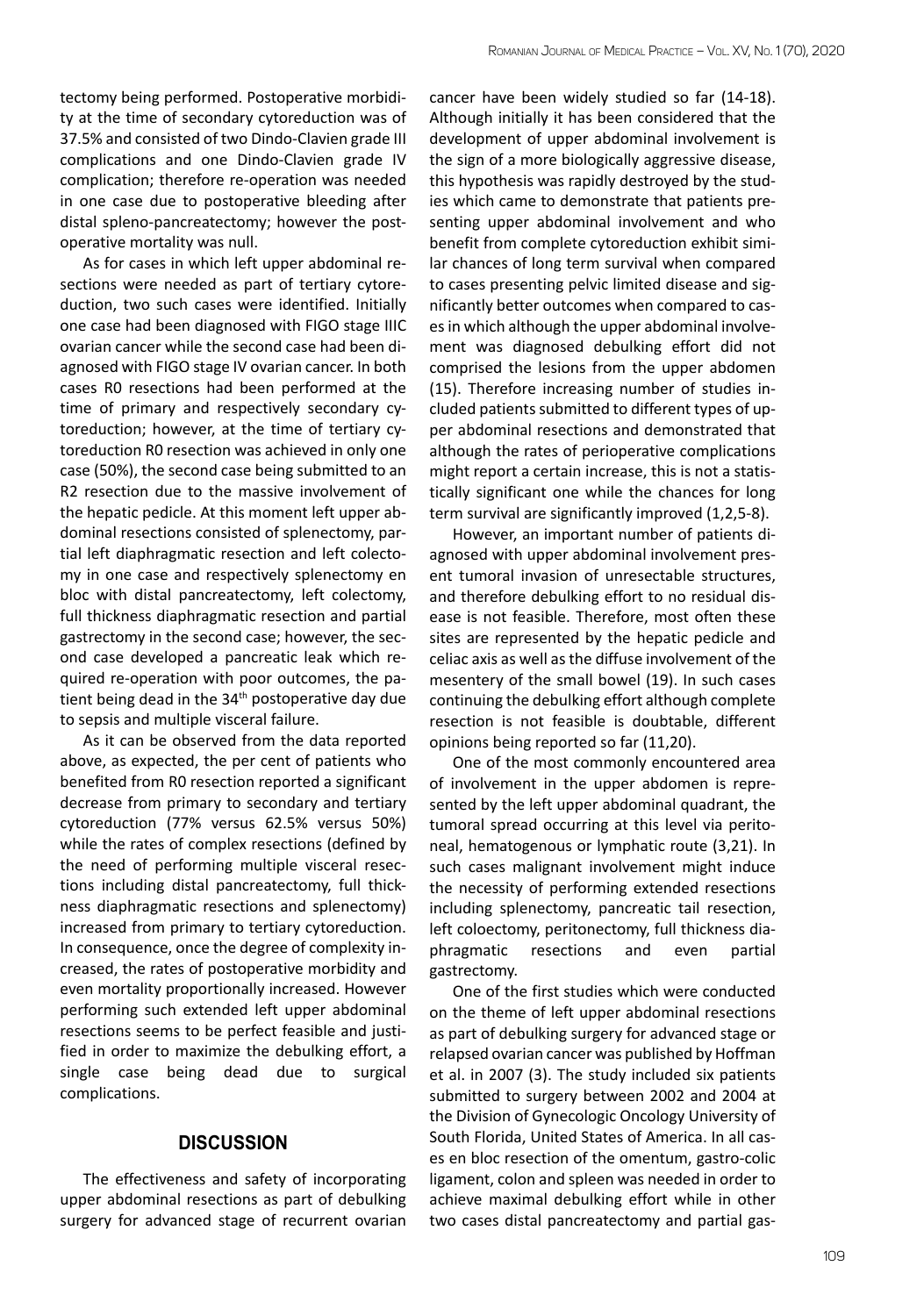tectomy being performed. Postoperative morbidity at the time of secondary cytoreduction was of 37.5% and consisted of two Dindo-Clavien grade III complications and one Dindo-Clavien grade IV complication; therefore re-operation was needed in one case due to postoperative bleeding after distal spleno-pancreatectomy; however the postoperative mortality was null.

As for cases in which left upper abdominal resections were needed as part of tertiary cytoreduction, two such cases were identified. Initially one case had been diagnosed with FIGO stage IIIC ovarian cancer while the second case had been diagnosed with FIGO stage IV ovarian cancer. In both cases R0 resections had been performed at the time of primary and respectively secondary cytoreduction; however, at the time of tertiary cytoreduction R0 resection was achieved in only one case (50%), the second case being submitted to an R2 resection due to the massive involvement of the hepatic pedicle. At this moment left upper abdominal resections consisted of splenectomy, partial left diaphragmatic resection and left colectomy in one case and respectively splenectomy en bloc with distal pancreatectomy, left colectomy, full thickness diaphragmatic resection and partial gastrectomy in the second case; however, the second case developed a pancreatic leak which required re-operation with poor outcomes, the patient being dead in the 34th postoperative day due to sepsis and multiple visceral failure.

As it can be observed from the data reported above, as expected, the per cent of patients who benefited from R0 resection reported a significant decrease from primary to secondary and tertiary cytoreduction (77% versus 62.5% versus 50%) while the rates of complex resections (defined by the need of performing multiple visceral resections including distal pancreatectomy, full thickness diaphragmatic resections and splenectomy) increased from primary to tertiary cytoreduction. In consequence, once the degree of complexity increased, the rates of postoperative morbidity and even mortality proportionally increased. However performing such extended left upper abdominal resections seems to be perfect feasible and justified in order to maximize the debulking effort, a single case being dead due to surgical complications.

## DISCUSSION

The effectiveness and safety of incorporating upper abdominal resections as part of debulking surgery for advanced stage of recurrent ovarian cancer have been widely studied so far (14-18). Although initially it has been considered that the development of upper abdominal involvement is the sign of a more biologically aggressive disease, this hypothesis was rapidly destroyed by the studies which came to demonstrate that patients presenting upper abdominal involvement and who benefit from complete cytoreduction exhibit similar chances of long term survival when compared to cases presenting pelvic limited disease and significantly better outcomes when compared to cases in which although the upper abdominal involvement was diagnosed debulking effort did not comprised the lesions from the upper abdomen (15). Therefore increasing number of studies included patients submitted to different types of upper abdominal resections and demonstrated that although the rates of perioperative complications might report a certain increase, this is not a statistically significant one while the chances for long term survival are significantly improved (1,2,5-8).

However, an important number of patients diagnosed with upper abdominal involvement present tumoral invasion of unresectable structures, and therefore debulking effort to no residual disease is not feasible. Therefore, most often these sites are represented by the hepatic pedicle and celiac axis as well as the diffuse involvement of the mesentery of the small bowel (19). In such cases continuing the debulking effort although complete resection is not feasible is doubtable, different opinions being reported so far (11,20).

One of the most commonly encountered area of involvement in the upper abdomen is represented by the left upper abdominal quadrant, the tumoral spread occurring at this level via peritoneal, hematogenous or lymphatic route (3,21). In such cases malignant involvement might induce the necessity of performing extended resections including splenectomy, pancreatic tail resection, left coloectomy, peritonectomy, full thickness diaphragmatic resections and even partial gastrectomy.

One of the first studies which were conducted on the theme of left upper abdominal resections as part of debulking surgery for advanced stage or relapsed ovarian cancer was published by Hoffman et al. in 2007 (3). The study included six patients submitted to surgery between 2002 and 2004 at the Division of Gynecologic Oncology University of South Florida, United States of America. In all cases en bloc resection of the omentum, gastro-colic ligament, colon and spleen was needed in order to achieve maximal debulking effort while in other two cases distal pancreatectomy and partial gas-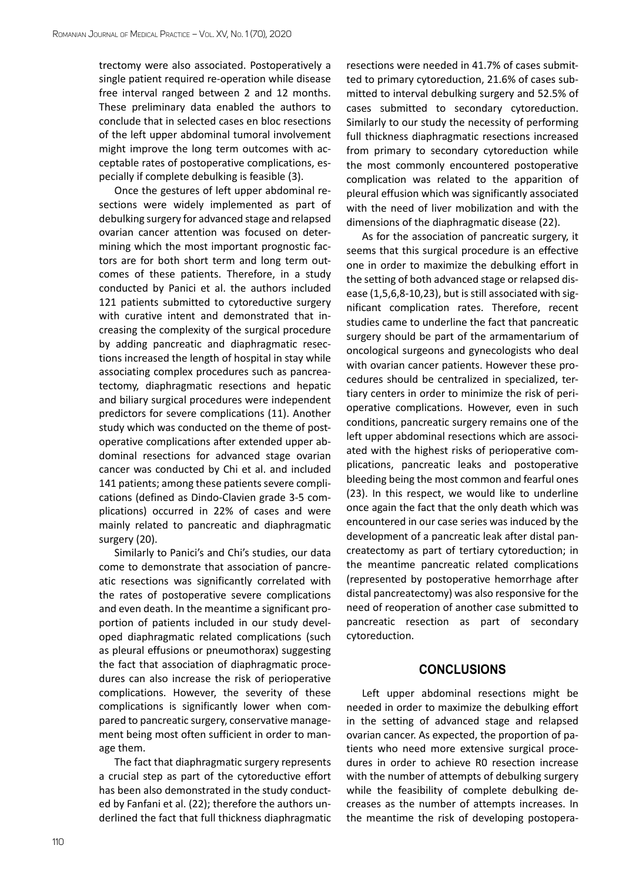trectomy were also associated. Postoperatively a single patient required re-operation while disease free interval ranged between 2 and 12 months. These preliminary data enabled the authors to conclude that in selected cases en bloc resections of the left upper abdominal tumoral involvement might improve the long term outcomes with acceptable rates of postoperative complications, especially if complete debulking is feasible (3).

Once the gestures of left upper abdominal resections were widely implemented as part of debulking surgery for advanced stage and relapsed ovarian cancer attention was focused on determining which the most important prognostic factors are for both short term and long term outcomes of these patients. Therefore, in a study conducted by Panici et al. the authors included 121 patients submitted to cytoreductive surgery with curative intent and demonstrated that increasing the complexity of the surgical procedure by adding pancreatic and diaphragmatic resections increased the length of hospital in stay while associating complex procedures such as pancreatectomy, diaphragmatic resections and hepatic and biliary surgical procedures were independent predictors for severe complications (11). Another study which was conducted on the theme of postoperative complications after extended upper abdominal resections for advanced stage ovarian cancer was conducted by Chi et al. and included 141 patients; among these patients severe complications (defined as Dindo-Clavien grade 3-5 complications) occurred in 22% of cases and were mainly related to pancreatic and diaphragmatic surgery (20).

Similarly to Panici's and Chi's studies, our data come to demonstrate that association of pancreatic resections was significantly correlated with the rates of postoperative severe complications and even death. In the meantime a significant proportion of patients included in our study developed diaphragmatic related complications (such as pleural effusions or pneumothorax) suggesting the fact that association of diaphragmatic procedures can also increase the risk of perioperative complications. However, the severity of these complications is significantly lower when compared to pancreatic surgery, conservative management being most often sufficient in order to manage them.

The fact that diaphragmatic surgery represents a crucial step as part of the cytoreductive effort has been also demonstrated in the study conducted by Fanfani et al. (22); therefore the authors underlined the fact that full thickness diaphragmatic resections were needed in 41.7% of cases submitted to primary cytoreduction, 21.6% of cases submitted to interval debulking surgery and 52.5% of cases submitted to secondary cytoreduction. Similarly to our study the necessity of performing full thickness diaphragmatic resections increased from primary to secondary cytoreduction while the most commonly encountered postoperative complication was related to the apparition of pleural effusion which was significantly associated with the need of liver mobilization and with the dimensions of the diaphragmatic disease (22).

As for the association of pancreatic surgery, it seems that this surgical procedure is an effective one in order to maximize the debulking effort in the setting of both advanced stage or relapsed disease (1,5,6,8-10,23), but is still associated with significant complication rates. Therefore, recent studies came to underline the fact that pancreatic surgery should be part of the armamentarium of oncological surgeons and gynecologists who deal with ovarian cancer patients. However these procedures should be centralized in specialized, tertiary centers in order to minimize the risk of perioperative complications. However, even in such conditions, pancreatic surgery remains one of the left upper abdominal resections which are associated with the highest risks of perioperative complications, pancreatic leaks and postoperative bleeding being the most common and fearful ones (23). In this respect, we would like to underline once again the fact that the only death which was encountered in our case series was induced by the development of a pancreatic leak after distal pancreatectomy as part of tertiary cytoreduction; in the meantime pancreatic related complications (represented by postoperative hemorrhage after distal pancreatectomy) was also responsive for the need of reoperation of another case submitted to pancreatic resection as part of secondary cytoreduction.

## CONCLUSIONS

Left upper abdominal resections might be needed in order to maximize the debulking effort in the setting of advanced stage and relapsed ovarian cancer. As expected, the proportion of patients who need more extensive surgical procedures in order to achieve R0 resection increase with the number of attempts of debulking surgery while the feasibility of complete debulking decreases as the number of attempts increases. In the meantime the risk of developing postopera-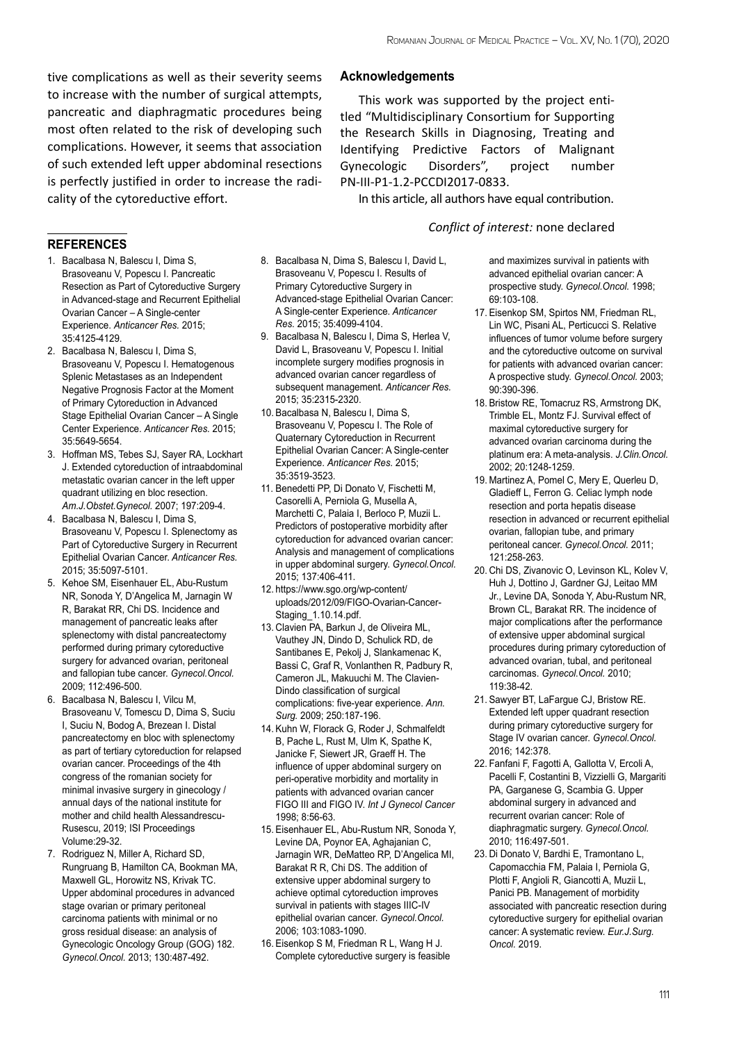tive complications as well as their severity seems to increase with the number of surgical attempts, pancreatic and diaphragmatic procedures being most often related to the risk of developing such complications. However, it seems that association of such extended left upper abdominal resections is perfectly justified in order to increase the radicality of the cytoreductive effort.

## Acknowledgements

This work was supported by the project entitled "Multidisciplinary Consortium for Supporting the Research Skills in Diagnosing, Treating and Identifying Predictive Factors of Malignant Gynecologic Disorders", project number PN-III-P1-1.2-PCCDI2017-0833.

In this article, all authors have equal contribution.

*Conflict of interest:* none declared

## REFERENCES

1. Bacalbasa N, Balescu I, Dima S, Brasoveanu V, Popescu I. Pancreatic Resection as Part of Cytoreductive Surgery in Advanced-stage and Recurrent Epithelial Ovarian Cancer – A Single-center Experience. *Anticancer Res.* 2015; 35:4125-4129.
2. Bacalbasa N, Balescu I, Dima S, Brasoveanu V, Popescu I. Hematogenous Splenic Metastases as an Independent Negative Prognosis Factor at the Moment of Primary Cytoreduction in Advanced Stage Epithelial Ovarian Cancer – A Single Center Experience. *Anticancer Res.* 2015; 35:5649-5654.
3. Hoffman MS, Tebes SJ, Sayer RA, Lockhart J. Extended cytoreduction of intraabdominal metastatic ovarian cancer in the left upper quadrant utilizing en bloc resection. *Am.J.Obstet.Gynecol.* 2007; 197:209-4.
4. Bacalbasa N, Balescu I, Dima S, Brasoveanu V, Popescu I. Splenectomy as Part of Cytoreductive Surgery in Recurrent Epithelial Ovarian Cancer. *Anticancer Res.* 2015; 35:5097-5101.
5. Kehoe SM, Eisenhauer EL, Abu-Rustum NR, Sonoda Y, D'Angelica M, Jarnagin W R, Barakat RR, Chi DS. Incidence and management of pancreatic leaks after splenectomy with distal pancreatectomy performed during primary cytoreductive surgery for advanced ovarian, peritoneal and fallopian tube cancer. *Gynecol.Oncol.* 2009; 112:496-500.
6. Bacalbasa N, Balescu I, Vilcu M, Brasoveanu V, Tomescu D, Dima S, Suciu I, Suciu N, Bodog A, Brezean I. Distal pancreatectomy en bloc with splenectomy as part of tertiary cytoreduction for relapsed ovarian cancer. Proceedings of the 4th congress of the romanian society for minimal invasive surgery in ginecology / annual days of the national institute for mother and child health Alessandrescu-Rusescu, 2019; ISI Proceedings Volume:29-32.
7. Rodriguez N, Miller A, Richard SD, Rungruang B, Hamilton CA, Bookman MA, Maxwell GL, Horowitz NS, Krivak TC. Upper abdominal procedures in advanced stage ovarian or primary peritoneal carcinoma patients with minimal or no gross residual disease: an analysis of Gynecologic Oncology Group (GOG) 182. *Gynecol.Oncol.* 2013; 130:487-492.
8. Bacalbasa N, Dima S, Balescu I, David L, Brasoveanu V, Popescu I. Results of Primary Cytoreductive Surgery in Advanced-stage Epithelial Ovarian Cancer: A Single-center Experience. *Anticancer Res.* 2015; 35:4099-4104.
9. Bacalbasa N, Balescu I, Dima S, Herlea V, David L, Brasoveanu V, Popescu I. Initial incomplete surgery modifies prognosis in advanced ovarian cancer regardless of subsequent management. *Anticancer Res.* 2015; 35:2315-2320.
10. Bacalbasa N, Balescu I, Dima S, Brasoveanu V, Popescu I. The Role of Quaternary Cytoreduction in Recurrent Epithelial Ovarian Cancer: A Single-center Experience. *Anticancer Res.* 2015; 35:3519-3523.
11. Benedetti PP, Di Donato V, Fischetti M, Casorelli A, Perniola G, Musella A, Marchetti C, Palaia I, Berloco P, Muzii L. Predictors of postoperative morbidity after cytoreduction for advanced ovarian cancer: Analysis and management of complications in upper abdominal surgery. *Gynecol.Oncol.* 2015; 137:406-411.
12. https://www.sgo.org/wp-content/uploads/2012/09/FIGO-Ovarian-Cancer-Staging_1.10.14.pdf.
13. Clavien PA, Barkun J, de Oliveira ML, Vauthey JN, Dindo D, Schulick RD, de Santibanes E, Pekolj J, Slankamenac K, Bassi C, Graf R, Vonlanthen R, Padbury R, Cameron JL, Makuuchi M. The Clavien-Dindo classification of surgical complications: five-year experience. *Ann. Surg.* 2009; 250:187-196.
14. Kuhn W, Florack G, Roder J, Schmalfeldt B, Pache L, Rust M, Ulm K, Spathe K, Janicke F, Siewert JR, Graeff H. The influence of upper abdominal surgery on peri-operative morbidity and mortality in patients with advanced ovarian cancer FIGO III and FIGO IV. *Int J Gynecol Cancer* 1998; 8:56-63.
15. Eisenhauer EL, Abu-Rustum NR, Sonoda Y, Levine DA, Poynor EA, Aghajanian C, Jarnagin WR, DeMatteo RP, D'Angelica MI, Barakat R R, Chi DS. The addition of extensive upper abdominal surgery to achieve optimal cytoreduction improves survival in patients with stages IIIC-IV epithelial ovarian cancer. *Gynecol.Oncol.* 2006; 103:1083-1090.
16. Eisenkop S M, Friedman R L, Wang H J. Complete cytoreductive surgery is feasible and maximizes survival in patients with advanced epithelial ovarian cancer: A prospective study. *Gynecol.Oncol.* 1998; 69:103-108.
17. Eisenkop SM, Spirtos NM, Friedman RL, Lin WC, Pisani AL, Perticucci S. Relative influences of tumor volume before surgery and the cytoreductive outcome on survival for patients with advanced ovarian cancer: A prospective study. *Gynecol.Oncol.* 2003; 90:390-396.
18. Bristow RE, Tomacruz RS, Armstrong DK, Trimble EL, Montz FJ. Survival effect of maximal cytoreductive surgery for advanced ovarian carcinoma during the platinum era: A meta-analysis. *J.Clin.Oncol.* 2002; 20:1248-1259.
19. Martinez A, Pomel C, Mery E, Querleu D, Gladieff L, Ferron G. Celiac lymph node resection and porta hepatis disease resection in advanced or recurrent epithelial ovarian, fallopian tube, and primary peritoneal cancer. *Gynecol.Oncol.* 2011; 121:258-263.
20. Chi DS, Zivanovic O, Levinson KL, Kolev V, Huh J, Dottino J, Gardner GJ, Leitao MM Jr., Levine DA, Sonoda Y, Abu-Rustum NR, Brown CL, Barakat RR. The incidence of major complications after the performance of extensive upper abdominal surgical procedures during primary cytoreduction of advanced ovarian, tubal, and peritoneal carcinomas. *Gynecol.Oncol.* 2010; 119:38-42.
21. Sawyer BT, LaFargue CJ, Bristow RE. Extended left upper quadrant resection during primary cytoreductive surgery for Stage IV ovarian cancer. *Gynecol.Oncol.* 2016; 142:378.
22. Fanfani F, Fagotti A, Gallotta V, Ercoli A, Pacelli F, Costantini B, Vizzielli G, Margariti PA, Garganese G, Scambia G. Upper abdominal surgery in advanced and recurrent ovarian cancer: Role of diaphragmatic surgery. *Gynecol.Oncol.* 2010; 116:497-501.
23. Di Donato V, Bardhi E, Tramontano L, Capomacchia FM, Palaia I, Perniola G, Plotti F, Angioli R, Giancotti A, Muzii L, Panici PB. Management of morbidity associated with pancreatic resection during cytoreductive surgery for epithelial ovarian cancer: A systematic review. *Eur.J.Surg. Oncol.* 2019.